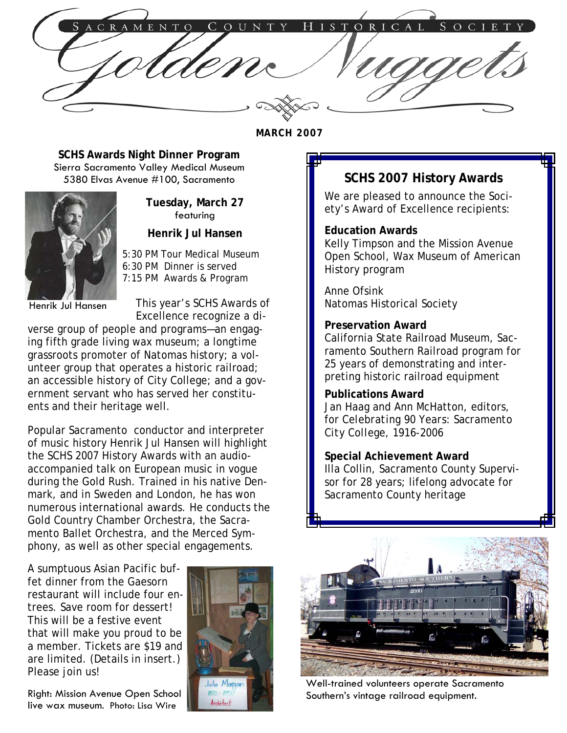SACRAMENTO COUNTY HISTORICAL SOCIETY

# Golden Nuggets

**MARCH 2007**

## SCHS Awards Night Dinner Program

Sierra Sacramento Valley Medical Museum
5380 Elvas Avenue #100, Sacramento

**Tuesday, March 27**
featuring
**Henrik Jul Hansen**

5:30 PM Tour Medical Museum
6:30 PM Dinner is served
7:15 PM Awards & Program

Henrik Jul Hansen

This year's SCHS Awards of Excellence recognize a diverse group of people and programs—an engaging fifth grade living wax museum; a longtime grassroots promoter of Natomas history; a volunteer group that operates a historic railroad; an accessible history of City College; and a government servant who has served her constituents and their heritage well.

Popular Sacramento conductor and interpreter of music history Henrik Jul Hansen will highlight the SCHS 2007 History Awards with an audio-accompanied talk on European music in vogue during the Gold Rush. Trained in his native Denmark, and in Sweden and London, he has won numerous international awards. He conducts the Gold Country Chamber Orchestra, the Sacramento Ballet Orchestra, and the Merced Symphony, as well as other special engagements.

A sumptuous Asian Pacific buffet dinner from the Gaesorn restaurant will include four entrees. Save room for dessert! This will be a festive event that will make you proud to be a member. Tickets are $19 and are limited. (Details in insert.) Please join us!

Right: Mission Avenue Open School live wax museum. Photo: Lisa Wire

## SCHS 2007 History Awards

We are pleased to announce the Society's Award of Excellence recipients:

**Education Awards**
Kelly Timpson and the Mission Avenue Open School, Wax Museum of American History program

Anne Ofsink
Natomas Historical Society

**Preservation Award**
California State Railroad Museum, Sacramento Southern Railroad program for 25 years of demonstrating and interpreting historic railroad equipment

**Publications Award**
Jan Haag and Ann McHatton, editors, for *Celebrating 90 Years: Sacramento City College, 1916-2006*

**Special Achievement Award**
Illa Collin, Sacramento County Supervisor for 28 years; lifelong advocate for Sacramento County heritage

Well-trained volunteers operate Sacramento Southern's vintage railroad equipment.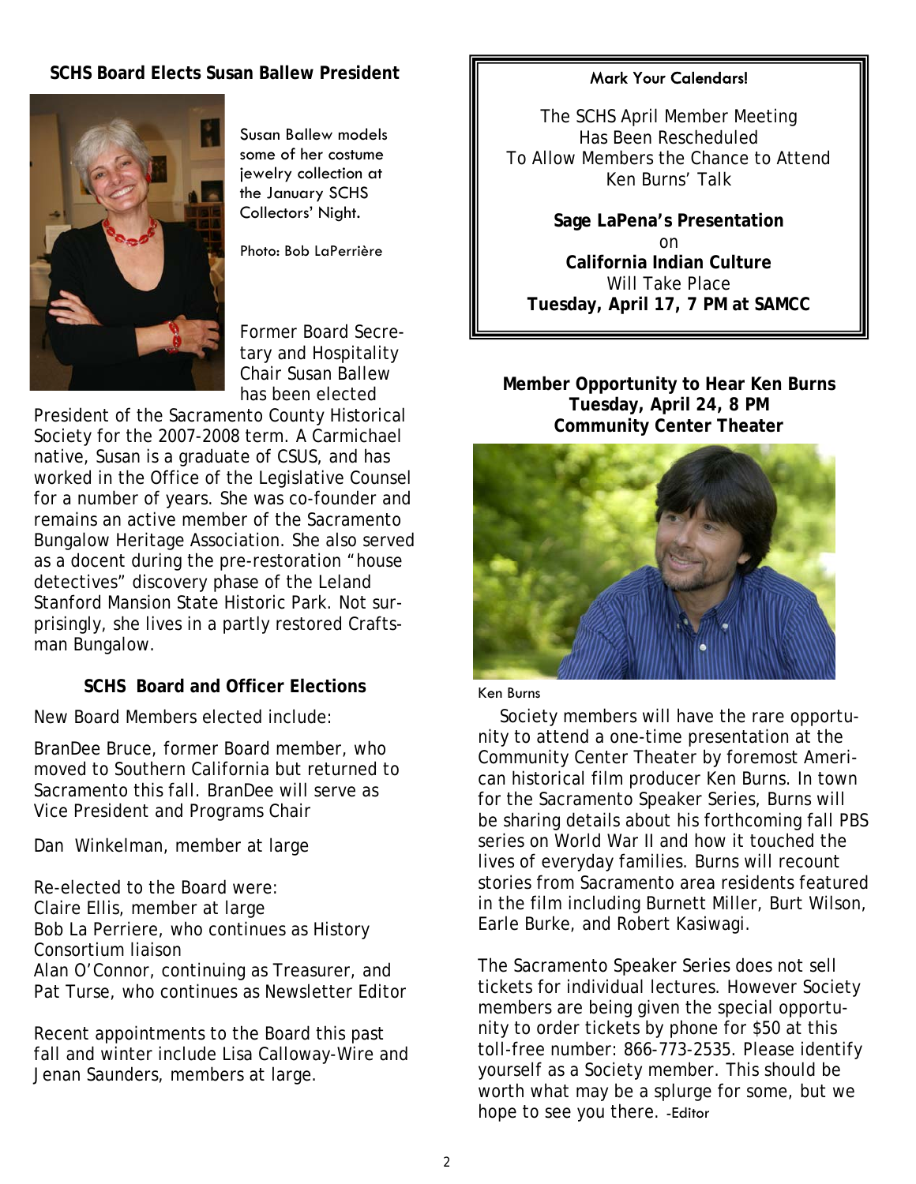## SCHS Board Elects Susan Ballew President

Susan Ballew models some of her costume jewelry collection at the January SCHS Collectors' Night.

Photo: Bob LaPerrière

Former Board Secretary and Hospitality Chair Susan Ballew has been elected President of the Sacramento County Historical Society for the 2007-2008 term. A Carmichael native, Susan is a graduate of CSUS, and has worked in the Office of the Legislative Counsel for a number of years. She was co-founder and remains an active member of the Sacramento Bungalow Heritage Association. She also served as a docent during the pre-restoration "house detectives" discovery phase of the Leland Stanford Mansion State Historic Park. Not surprisingly, she lives in a partly restored Craftsman Bungalow.

## SCHS Board and Officer Elections

New Board Members elected include:

BranDee Bruce, former Board member, who moved to Southern California but returned to Sacramento this fall. BranDee will serve as Vice President and Programs Chair

Dan Winkelman, member at large

Re-elected to the Board were:
Claire Ellis, member at large
Bob La Perriere, who continues as History Consortium liaison
Alan O'Connor, continuing as Treasurer, and
Pat Turse, who continues as Newsletter Editor

Recent appointments to the Board this past fall and winter include Lisa Calloway-Wire and Jenan Saunders, members at large.

---

**Mark Your Calendars!**

The SCHS April Member Meeting
Has Been Rescheduled
To Allow Members the Chance to Attend
Ken Burns' Talk

**Sage LaPena's Presentation**
on
**California Indian Culture**
Will Take Place
**Tuesday, April 17, 7 PM at SAMCC**

---

## Member Opportunity to Hear Ken Burns Tuesday, April 24, 8 PM Community Center Theater

Ken Burns

Society members will have the rare opportunity to attend a one-time presentation at the Community Center Theater by foremost American historical film producer Ken Burns. In town for the Sacramento Speaker Series, Burns will be sharing details about his forthcoming fall PBS series on World War II and how it touched the lives of everyday families. Burns will recount stories from Sacramento area residents featured in the film including Burnett Miller, Burt Wilson, Earle Burke, and Robert Kasiwagi.

The Sacramento Speaker Series does not sell tickets for individual lectures. However Society members are being given the special opportunity to order tickets by phone for $50 at this toll-free number: 866-773-2535. Please identify yourself as a Society member. This should be worth what may be a splurge for some, but we hope to see you there. -Editor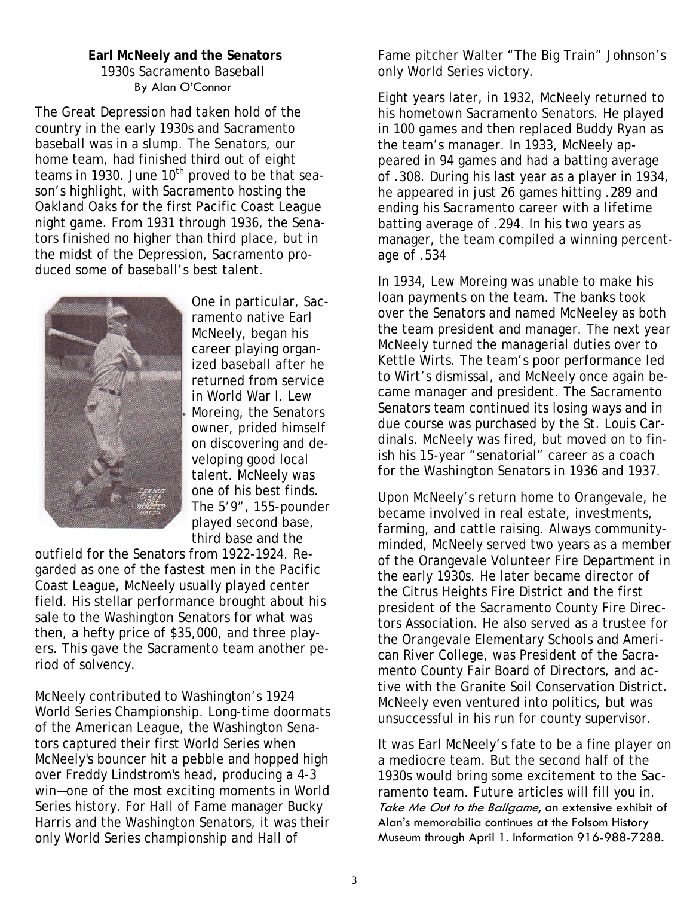**Earl McNeely and the Senators**

1930s Sacramento Baseball

By Alan O'Connor

The Great Depression had taken hold of the country in the early 1930s and Sacramento baseball was in a slump. The Senators, our home team, had finished third out of eight teams in 1930. June 10th proved to be that season's highlight, with Sacramento hosting the Oakland Oaks for the first Pacific Coast League night game. From 1931 through 1936, the Senators finished no higher than third place, but in the midst of the Depression, Sacramento produced some of baseball's best talent.

One in particular, Sacramento native Earl McNeely, began his career playing organized baseball after he returned from service in World War I. Lew Moreing, the Senators owner, prided himself on discovering and developing good local talent. McNeely was one of his best finds. The 5'9", 155-pounder played second base, third base and the outfield for the Senators from 1922-1924. Regarded as one of the fastest men in the Pacific Coast League, McNeely usually played center field. His stellar performance brought about his sale to the Washington Senators for what was then, a hefty price of $35,000, and three players. This gave the Sacramento team another period of solvency.

McNeely contributed to Washington's 1924 World Series Championship. Long-time doormats of the American League, the Washington Senators captured their first World Series when McNeely's bouncer hit a pebble and hopped high over Freddy Lindstrom's head, producing a 4-3 win—one of the most exciting moments in World Series history. For Hall of Fame manager Bucky Harris and the Washington Senators, it was their only World Series championship and Hall of Fame pitcher Walter "The Big Train" Johnson's only World Series victory.

Eight years later, in 1932, McNeely returned to his hometown Sacramento Senators. He played in 100 games and then replaced Buddy Ryan as the team's manager. In 1933, McNeely appeared in 94 games and had a batting average of .308. During his last year as a player in 1934, he appeared in just 26 games hitting .289 and ending his Sacramento career with a lifetime batting average of .294. In his two years as manager, the team compiled a winning percentage of .534

In 1934, Lew Moreing was unable to make his loan payments on the team. The banks took over the Senators and named McNeeley as both the team president and manager. The next year McNeely turned the managerial duties over to Kettle Wirts. The team's poor performance led to Wirt's dismissal, and McNeely once again became manager and president. The Sacramento Senators team continued its losing ways and in due course was purchased by the St. Louis Cardinals. McNeely was fired, but moved on to finish his 15-year "senatorial" career as a coach for the Washington Senators in 1936 and 1937.

Upon McNeely's return home to Orangevale, he became involved in real estate, investments, farming, and cattle raising. Always community-minded, McNeely served two years as a member of the Orangevale Volunteer Fire Department in the early 1930s. He later became director of the Citrus Heights Fire District and the first president of the Sacramento County Fire Directors Association. He also served as a trustee for the Orangevale Elementary Schools and American River College, was President of the Sacramento County Fair Board of Directors, and active with the Granite Soil Conservation District. McNeely even ventured into politics, but was unsuccessful in his run for county supervisor.

It was Earl McNeely's fate to be a fine player on a mediocre team. But the second half of the 1930s would bring some excitement to the Sacramento team. Future articles will fill you in.

*Take Me Out to the Ballgame*, an extensive exhibit of Alan's memorabilia continues at the Folsom History Museum through April 1. Information 916-988-7288.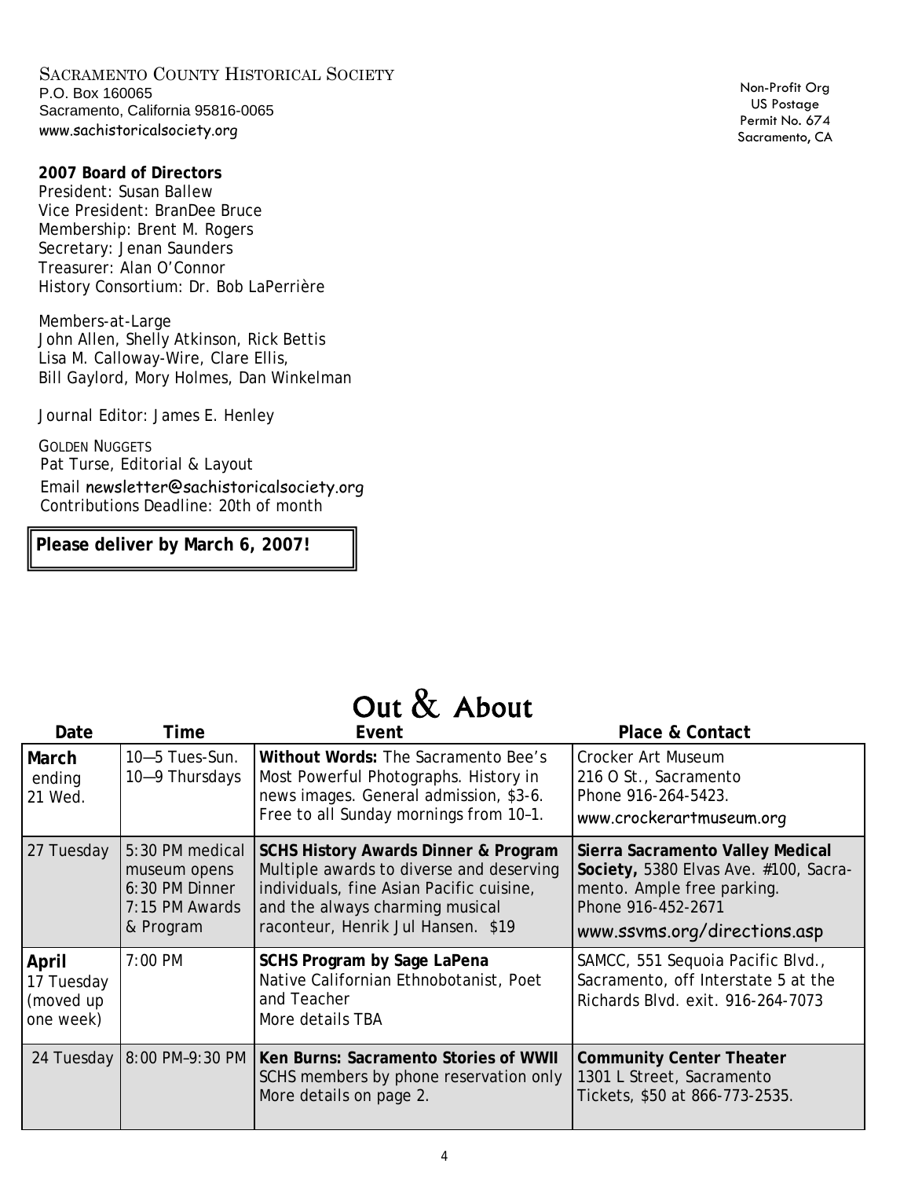SACRAMENTO COUNTY HISTORICAL SOCIETY
P.O. Box 160065
Sacramento, California 95816-0065
www.sachistoricalsociety.org

Non-Profit Org
US Postage
Permit No. 674
Sacramento, CA

**2007 Board of Directors**
President: Susan Ballew
Vice President: BranDee Bruce
Membership: Brent M. Rogers
Secretary: Jenan Saunders
Treasurer: Alan O'Connor
History Consortium: Dr. Bob LaPerrière

Members-at-Large
John Allen, Shelly Atkinson, Rick Bettis
Lisa M. Calloway-Wire, Clare Ellis,
Bill Gaylord, Mory Holmes, Dan Winkelman

Journal Editor: James E. Henley

GOLDEN NUGGETS
Pat Turse, Editorial & Layout
Email newsletter@sachistoricalsociety.org
Contributions Deadline: 20th of month

**Please deliver by March 6, 2007!**

# Out & About

| Date | Time | Event | Place & Contact |
|---|---|---|---|
| **March** ending 21 Wed. | 10—5 Tues-Sun. 10—9 Thursdays | **Without Words:** The Sacramento Bee's Most Powerful Photographs. History in news images. General admission, $3-6. Free to all Sunday mornings from 10–1. | Crocker Art Museum 216 O St., Sacramento Phone 916-264-5423. www.crockerartmuseum.org |
| 27 Tuesday | 5:30 PM medical museum opens 6:30 PM Dinner 7:15 PM Awards & Program | **SCHS History Awards Dinner & Program** Multiple awards to diverse and deserving individuals, fine Asian Pacific cuisine, and the always charming musical raconteur, Henrik Jul Hansen. $19 | **Sierra Sacramento Valley Medical Society,** 5380 Elvas Ave. #100, Sacramento. Ample free parking. Phone 916-452-2671 www.ssvms.org/directions.asp |
| **April** 17 Tuesday (moved up one week) | 7:00 PM | **SCHS Program by Sage LaPena** Native Californian Ethnobotanist, Poet and Teacher More details TBA | SAMCC, 551 Sequoia Pacific Blvd., Sacramento, off Interstate 5 at the Richards Blvd. exit. 916-264-7073 |
| 24 Tuesday | 8:00 PM–9:30 PM | **Ken Burns: Sacramento Stories of WWII** SCHS members by phone reservation only More details on page 2. | **Community Center Theater** 1301 L Street, Sacramento Tickets, $50 at 866-773-2535. |